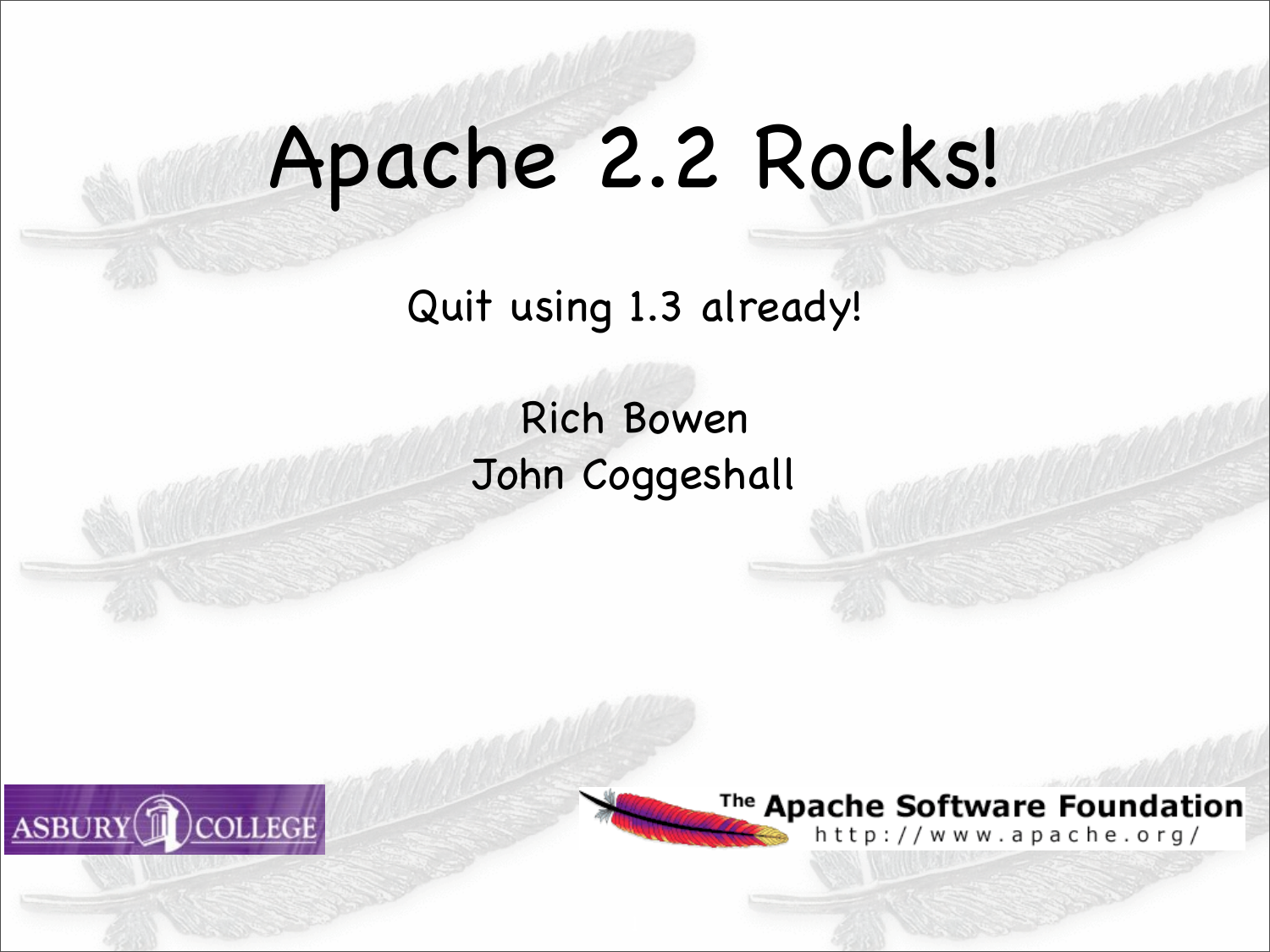# Apache 2.2 Rocks!

Quit using 1.3 already!

Rich Bowen
John Coggeshall

ASBURY COLLEGE

The Apache Software Foundation
http://www.apache.org/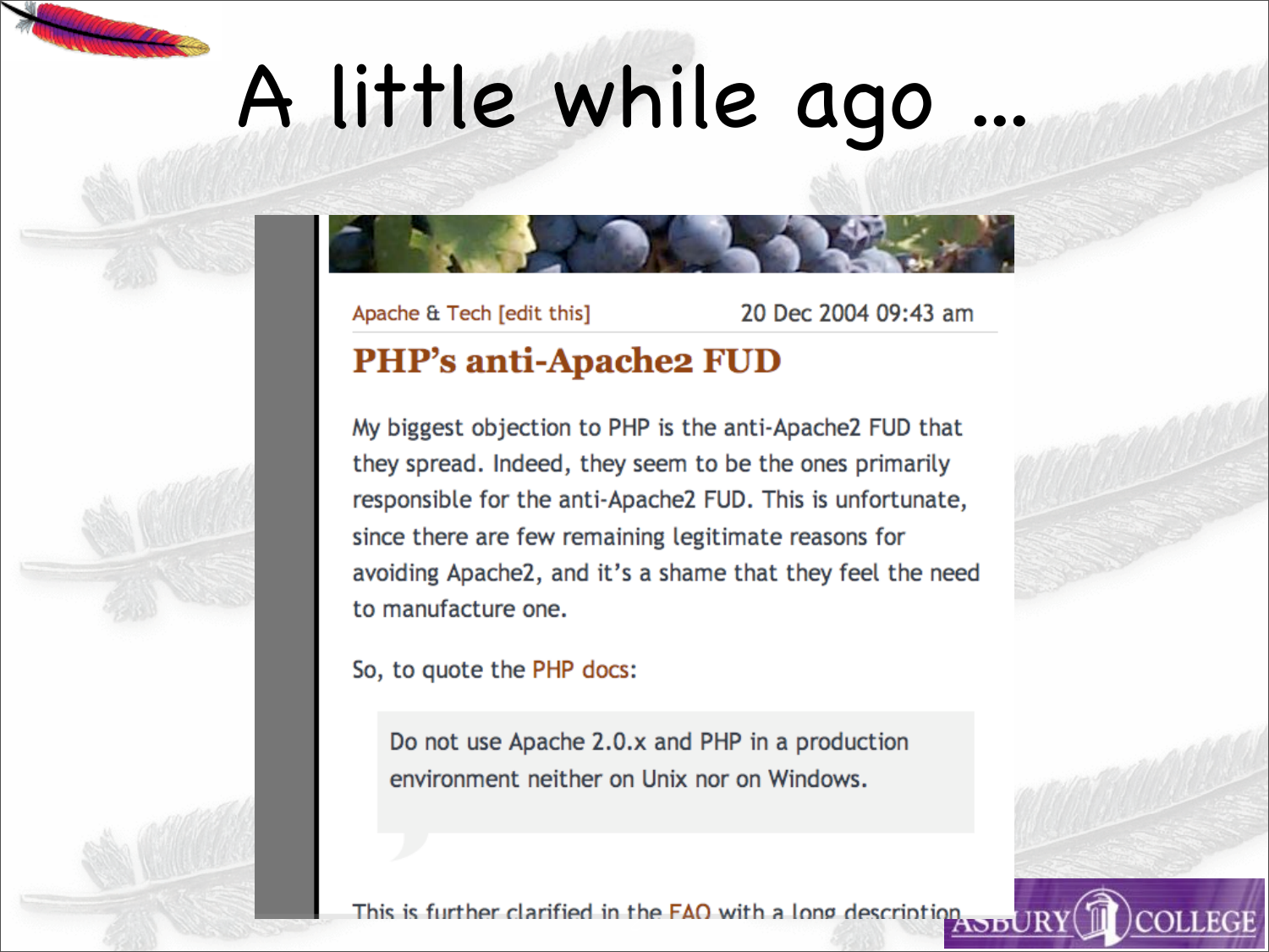# A little while ago ...

Apache & Tech [edit this] 20 Dec 2004 09:43 am

## PHP's anti-Apache2 FUD

My biggest objection to PHP is the anti-Apache2 FUD that they spread. Indeed, they seem to be the ones primarily responsible for the anti-Apache2 FUD. This is unfortunate, since there are few remaining legitimate reasons for avoiding Apache2, and it's a shame that they feel the need to manufacture one.

So, to quote the PHP docs:

> Do not use Apache 2.0.x and PHP in a production environment neither on Unix nor on Windows.

This is further clarified in the FAQ with a long description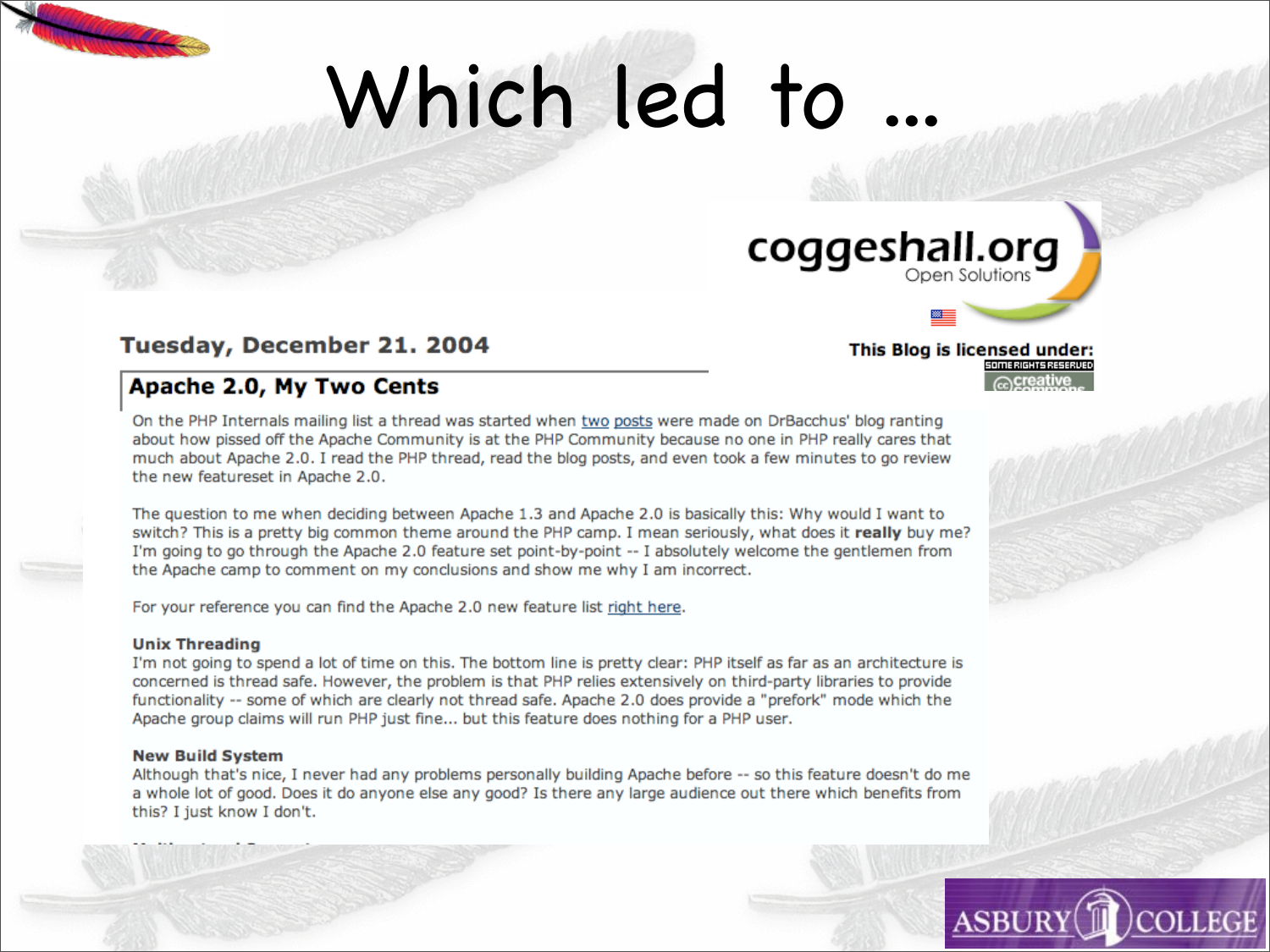# Which led to …

coggeshall.org
Open Solutions

**This Blog is licensed under:**

**Tuesday, December 21. 2004**

## Apache 2.0, My Two Cents

On the PHP Internals mailing list a thread was started when two posts were made on DrBacchus' blog ranting about how pissed off the Apache Community is at the PHP Community because no one in PHP really cares that much about Apache 2.0. I read the PHP thread, read the blog posts, and even took a few minutes to go review the new featureset in Apache 2.0.

The question to me when deciding between Apache 1.3 and Apache 2.0 is basically this: Why would I want to switch? This is a pretty big common theme around the PHP camp. I mean seriously, what does it **really** buy me? I'm going to go through the Apache 2.0 feature set point-by-point -- I absolutely welcome the gentlemen from the Apache camp to comment on my conclusions and show me why I am incorrect.

For your reference you can find the Apache 2.0 new feature list right here.

**Unix Threading**
I'm not going to spend a lot of time on this. The bottom line is pretty clear: PHP itself as far as an architecture is concerned is thread safe. However, the problem is that PHP relies extensively on third-party libraries to provide functionality -- some of which are clearly not thread safe. Apache 2.0 does provide a "prefork" mode which the Apache group claims will run PHP just fine... but this feature does nothing for a PHP user.

**New Build System**
Although that's nice, I never had any problems personally building Apache before -- so this feature doesn't do me a whole lot of good. Does it do anyone else any good? Is there any large audience out there which benefits from this? I just know I don't.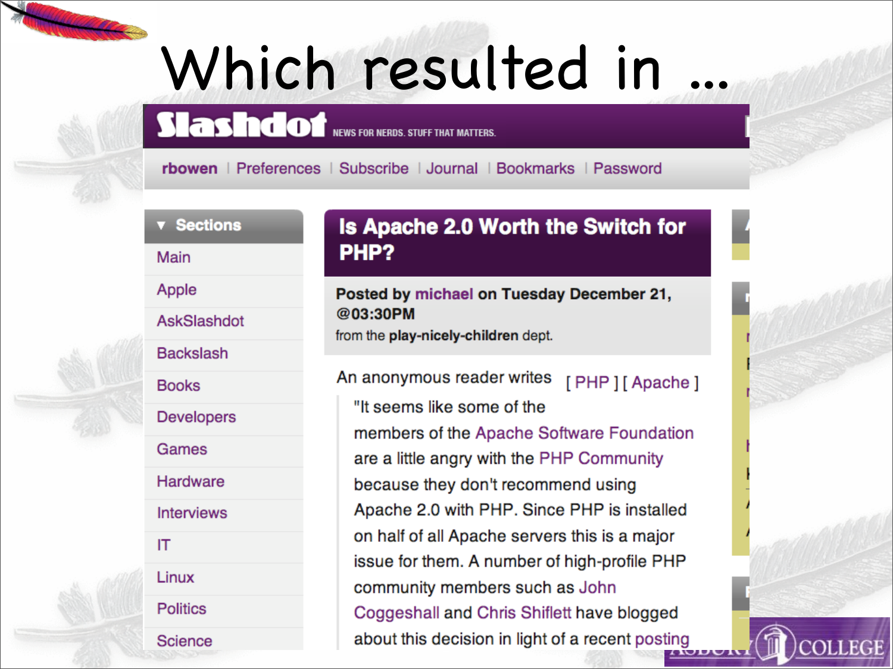# Which resulted in ...

**Slashdot** NEWS FOR NERDS. STUFF THAT MATTERS.

rbowen | Preferences | Subscribe | Journal | Bookmarks | Password

**▼ Sections**

- Main
- Apple
- AskSlashdot
- Backslash
- Books
- Developers
- Games
- Hardware
- Interviews
- IT
- Linux
- Politics
- Science

## Is Apache 2.0 Worth the Switch for PHP?

**Posted by michael on Tuesday December 21, @03:30PM**
from the **play-nicely-children** dept.

An anonymous reader writes [ PHP ] [ Apache ]

"It seems like some of the members of the Apache Software Foundation are a little angry with the PHP Community because they don't recommend using Apache 2.0 with PHP. Since PHP is installed on half of all Apache servers this is a major issue for them. A number of high-profile PHP community members such as John Coggeshall and Chris Shiflett have blogged about this decision in light of a recent posting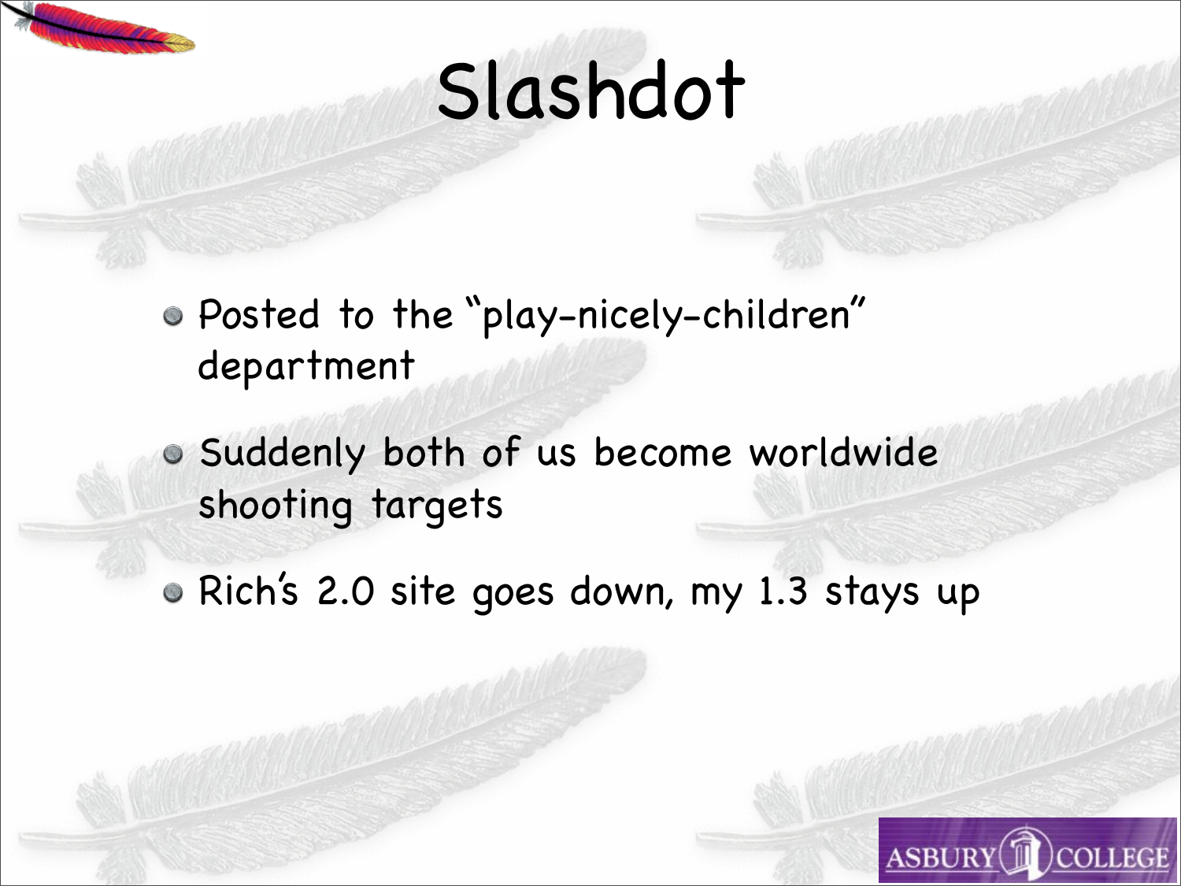# Slashdot

- Posted to the "play-nicely-children" department
- Suddenly both of us become worldwide shooting targets
- Rich's 2.0 site goes down, my 1.3 stays up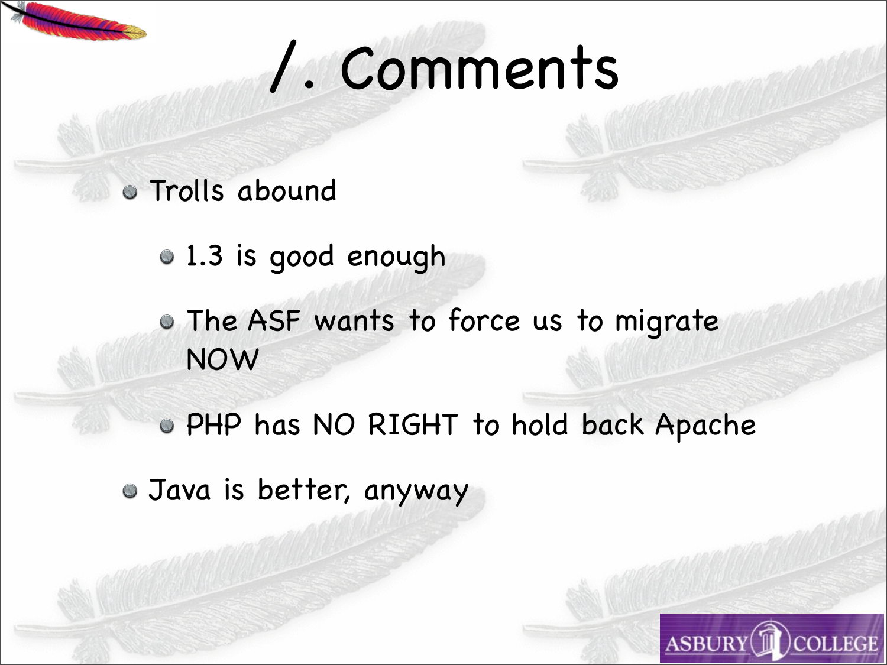# /. Comments

- Trolls abound
  - 1.3 is good enough
  - The ASF wants to force us to migrate NOW
  - PHP has NO RIGHT to hold back Apache
- Java is better, anyway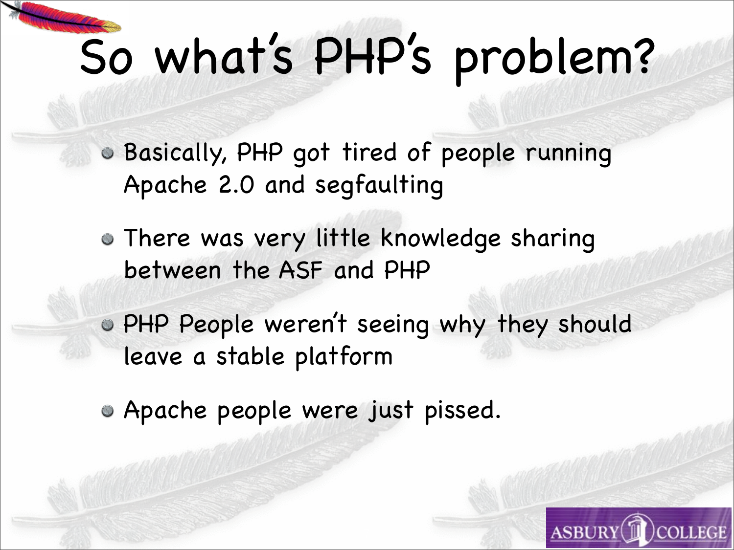# So what's PHP's problem?

- Basically, PHP got tired of people running Apache 2.0 and segfaulting
- There was very little knowledge sharing between the ASF and PHP
- PHP People weren't seeing why they should leave a stable platform
- Apache people were just pissed.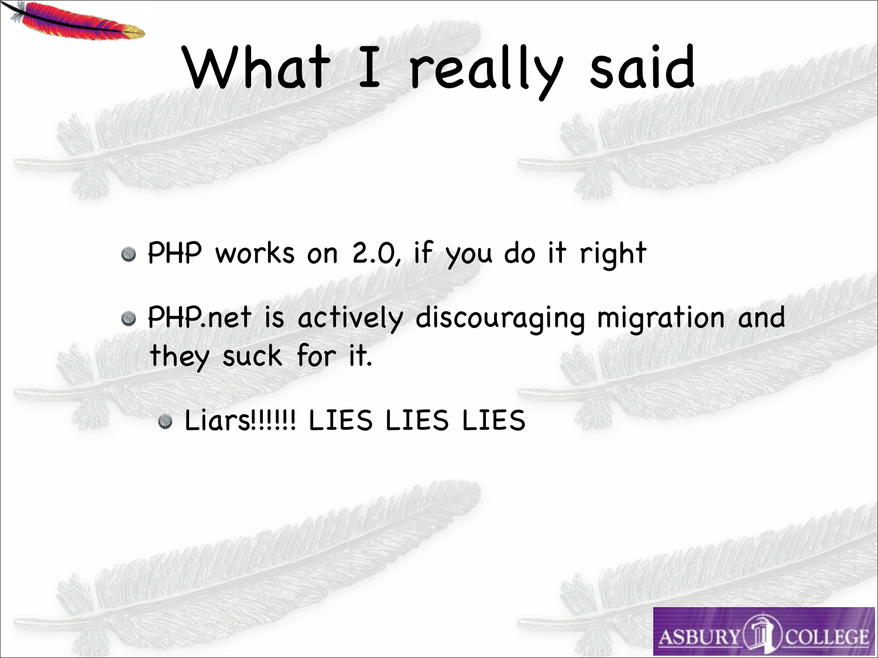# What I really said

- PHP works on 2.0, if you do it right
- PHP.net is actively discouraging migration and they suck for it.
  - Liars!!!!!! LIES LIES LIES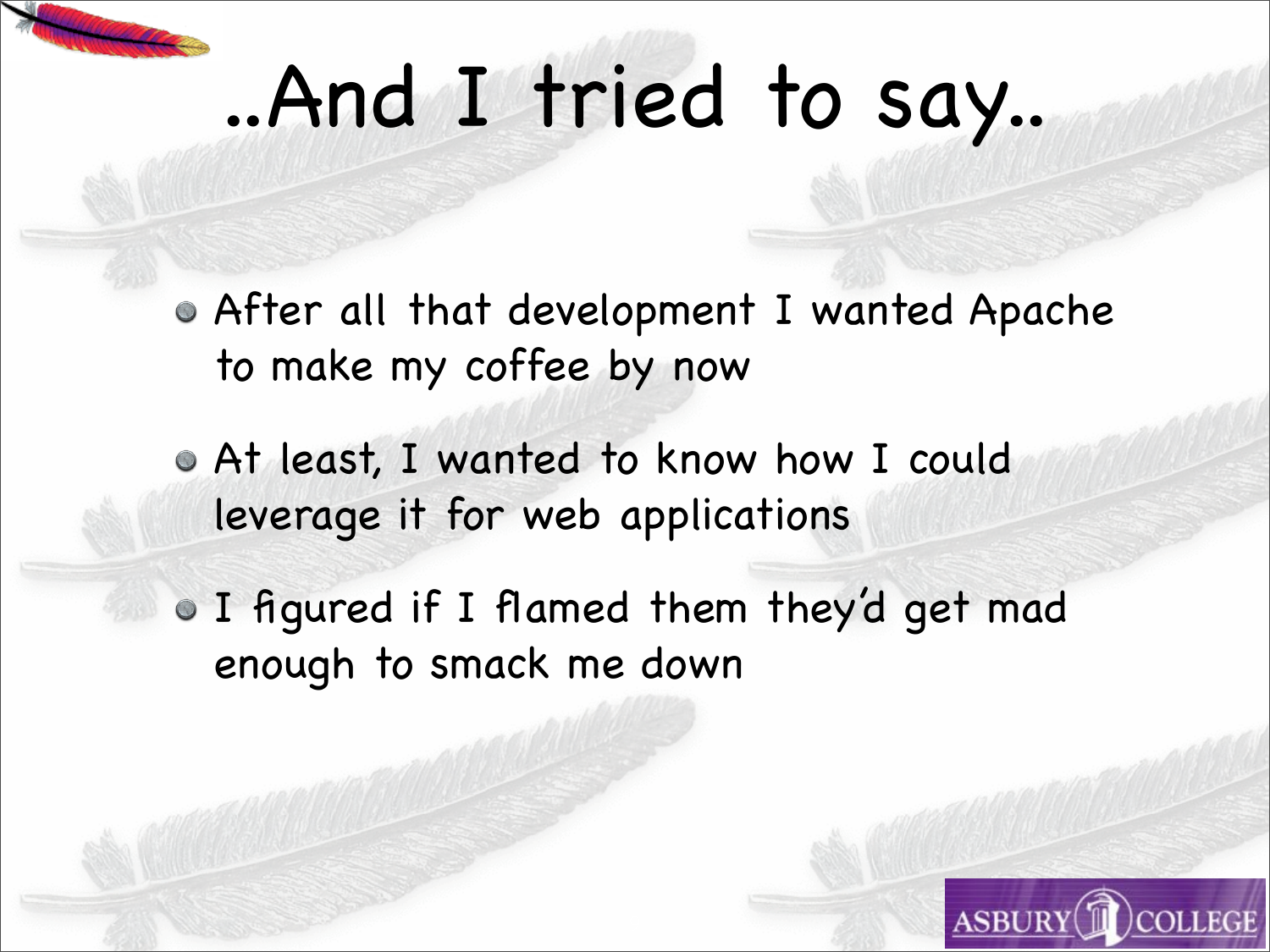# ..And I tried to say..

- After all that development I wanted Apache to make my coffee by now
- At least, I wanted to know how I could leverage it for web applications
- I figured if I flamed them they'd get mad enough to smack me down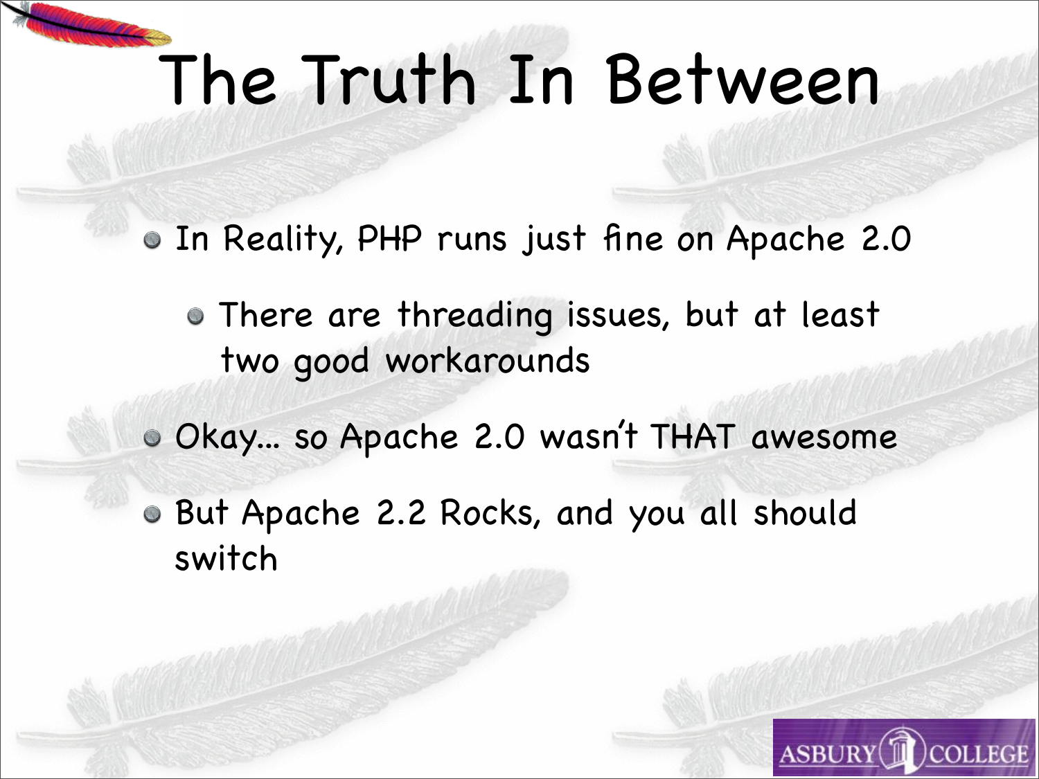# The Truth In Between

- In Reality, PHP runs just fine on Apache 2.0
  - There are threading issues, but at least two good workarounds
- Okay... so Apache 2.0 wasn't THAT awesome
- But Apache 2.2 Rocks, and you all should switch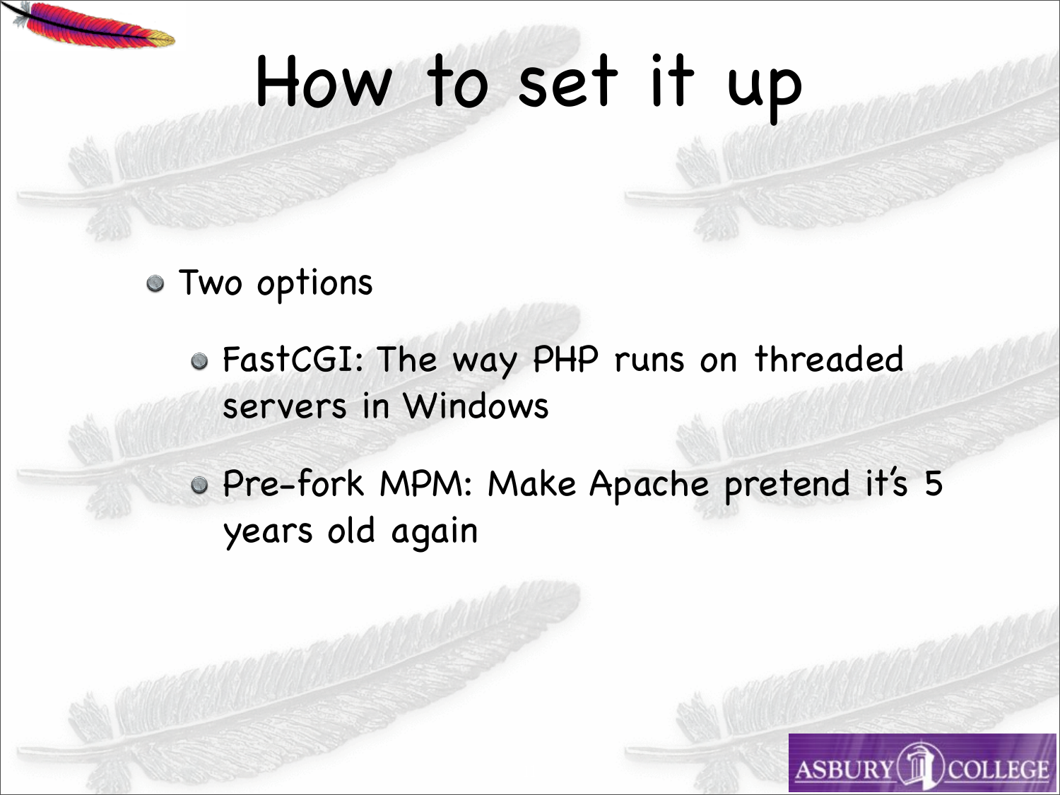# How to set it up

- Two options
  - FastCGI: The way PHP runs on threaded servers in Windows
  - Pre-fork MPM: Make Apache pretend it's 5 years old again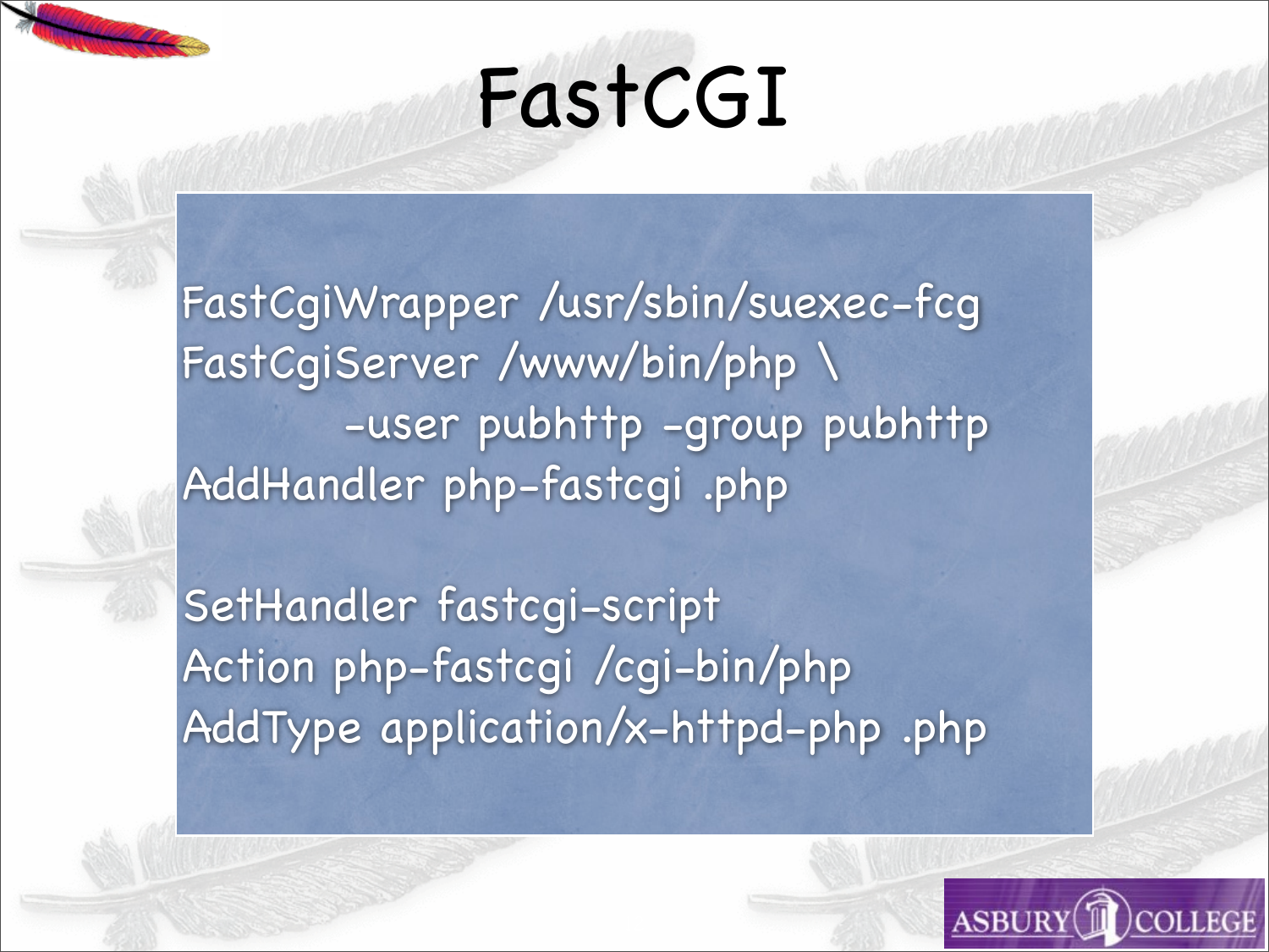# FastCGI

```
FastCgiWrapper /usr/sbin/suexec-fcg
FastCgiServer /www/bin/php \
        -user pubhttp -group pubhttp
AddHandler php-fastcgi .php

SetHandler fastcgi-script
Action php-fastcgi /cgi-bin/php
AddType application/x-httpd-php .php
```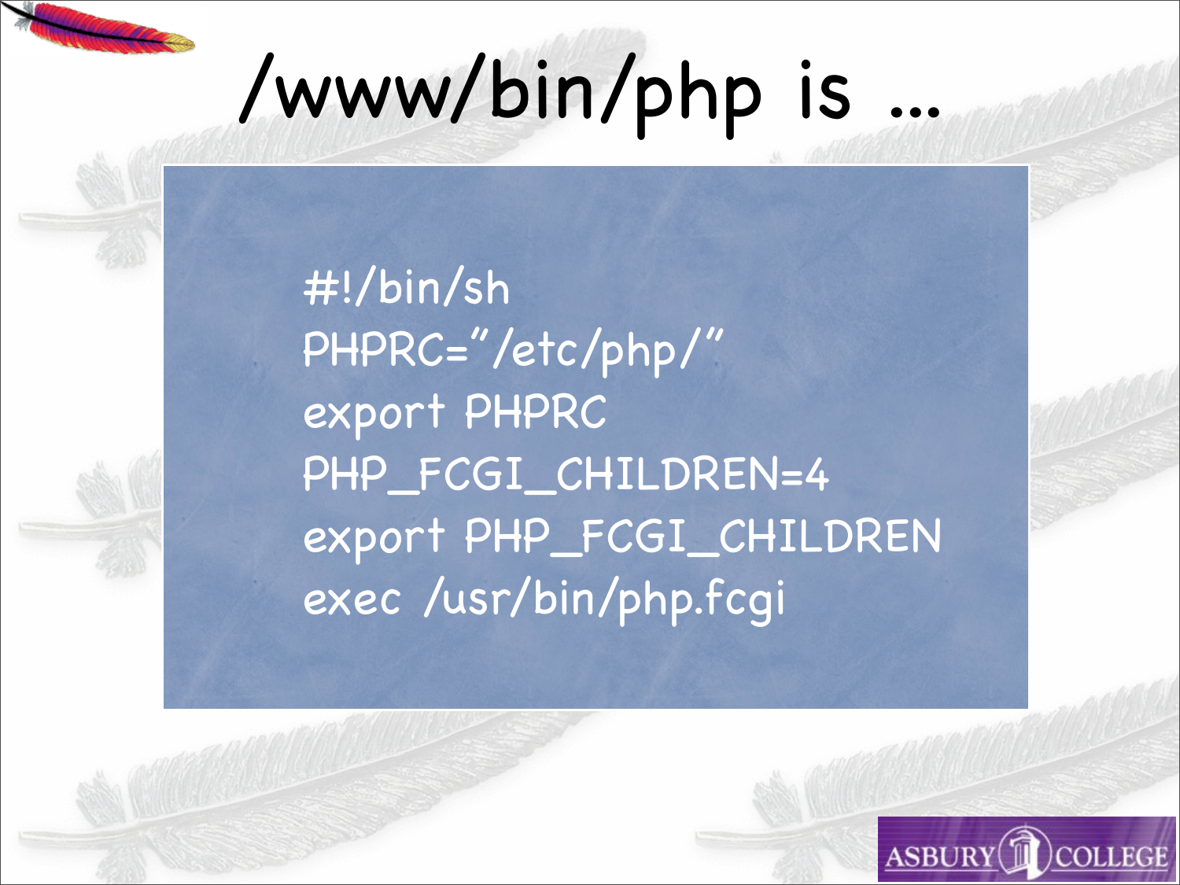# /www/bin/php is ...

```
#!/bin/sh
PHPRC="/etc/php/"
export PHPRC
PHP_FCGI_CHILDREN=4
export PHP_FCGI_CHILDREN
exec /usr/bin/php.fcgi
```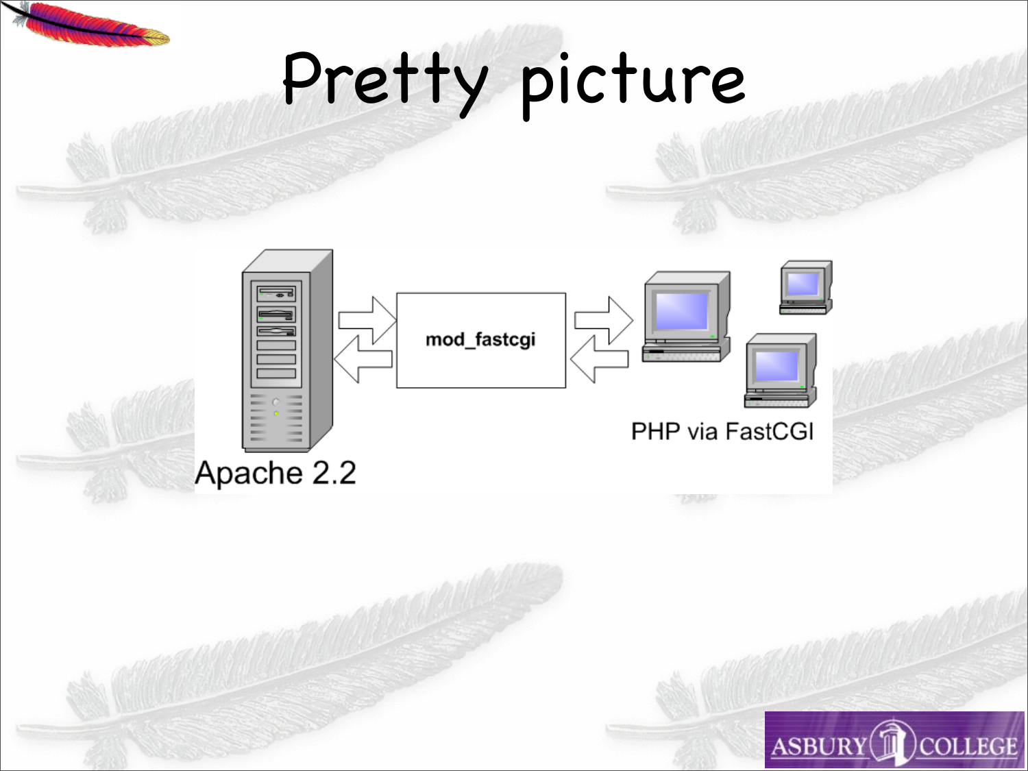# Pretty picture

Apache 2.2

mod_fastcgi

PHP via FastCGI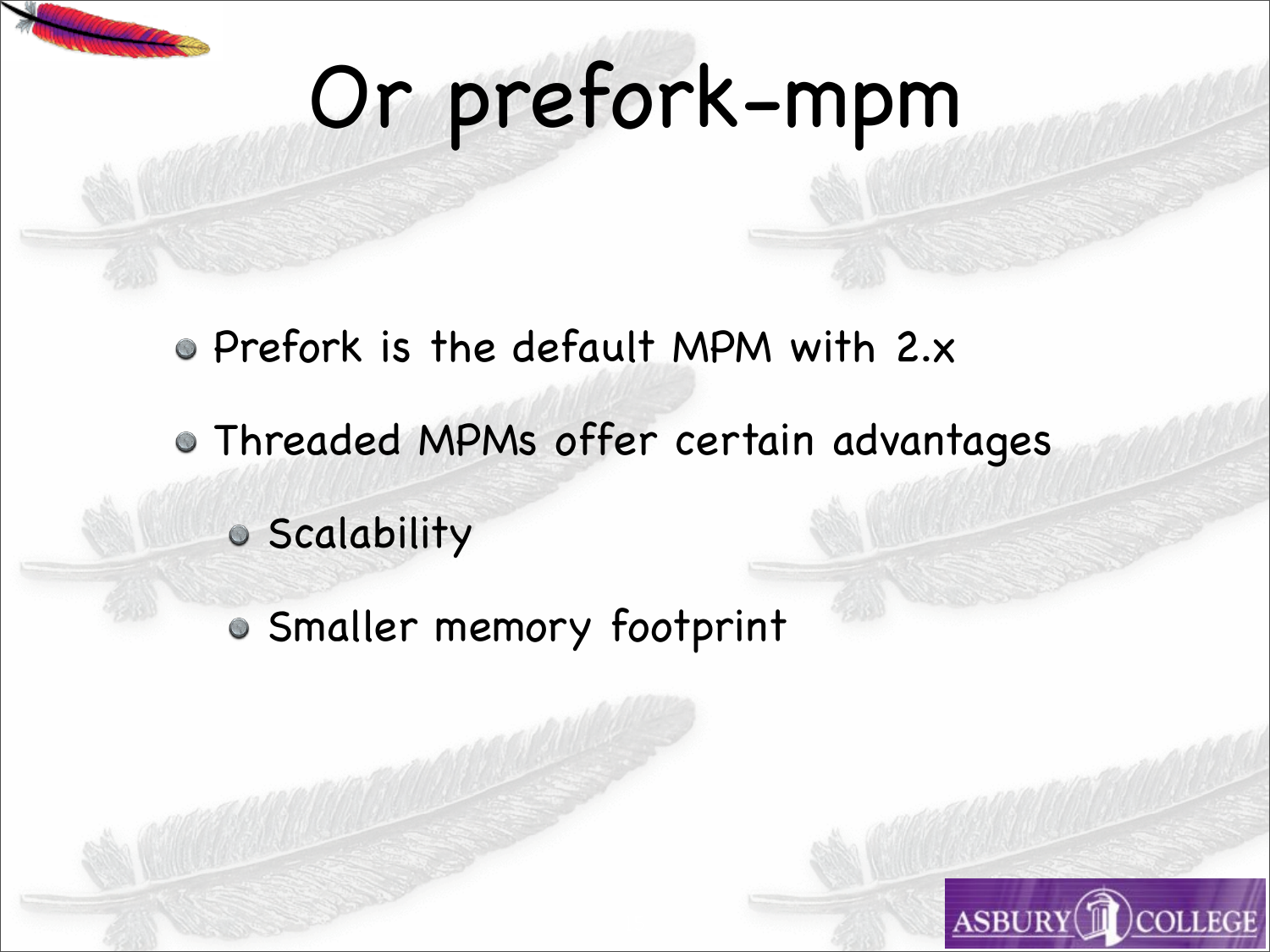# Or prefork-mpm

- Prefork is the default MPM with 2.x
- Threaded MPMs offer certain advantages
  - Scalability
  - Smaller memory footprint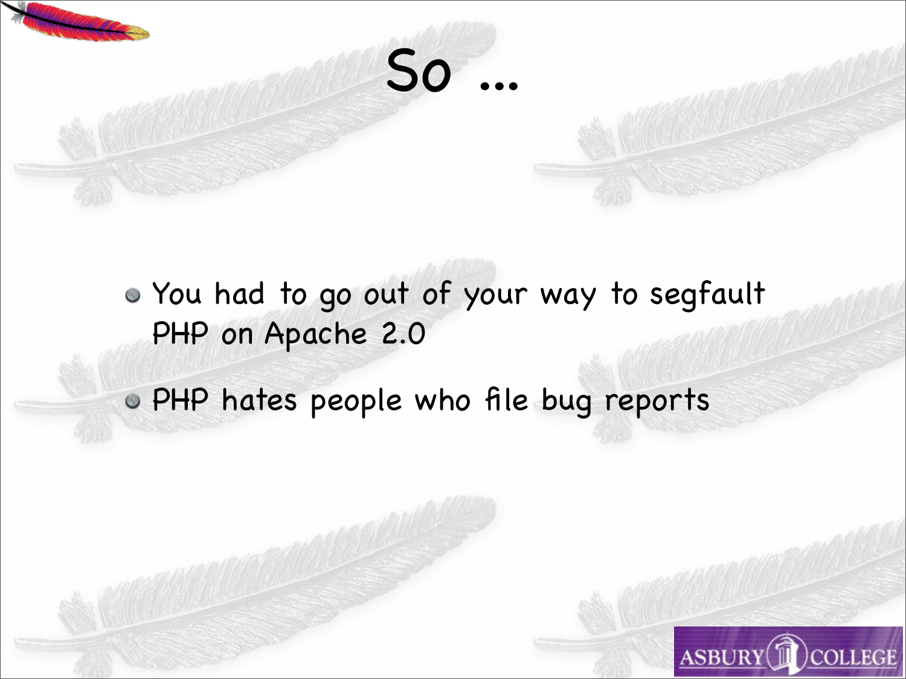# So ...

- You had to go out of your way to segfault PHP on Apache 2.0
- PHP hates people who file bug reports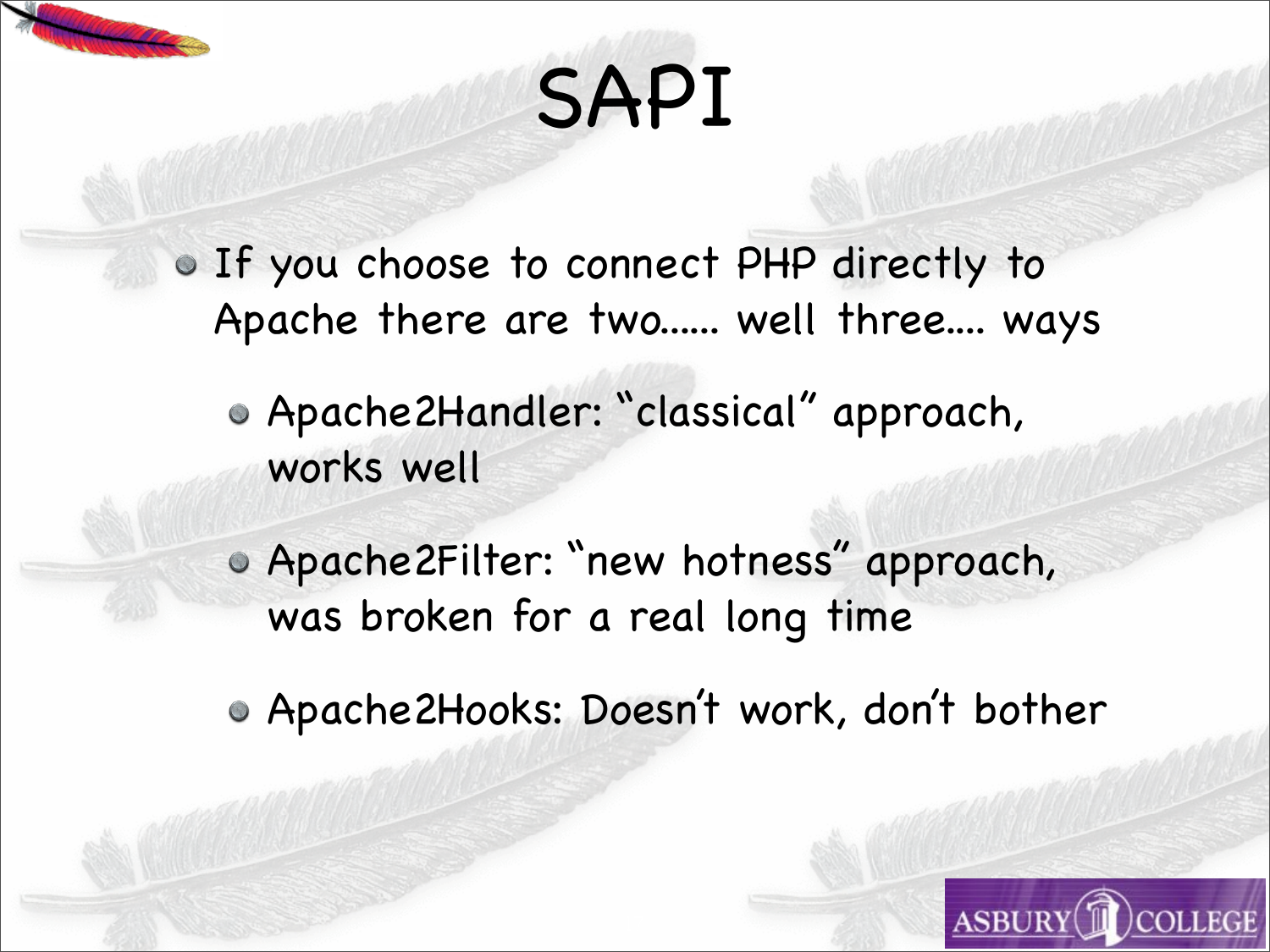# SAPI

- If you choose to connect PHP directly to Apache there are two...... well three.... ways
  - Apache2Handler: "classical" approach, works well
  - Apache2Filter: "new hotness" approach, was broken for a real long time
  - Apache2Hooks: Doesn't work, don't bother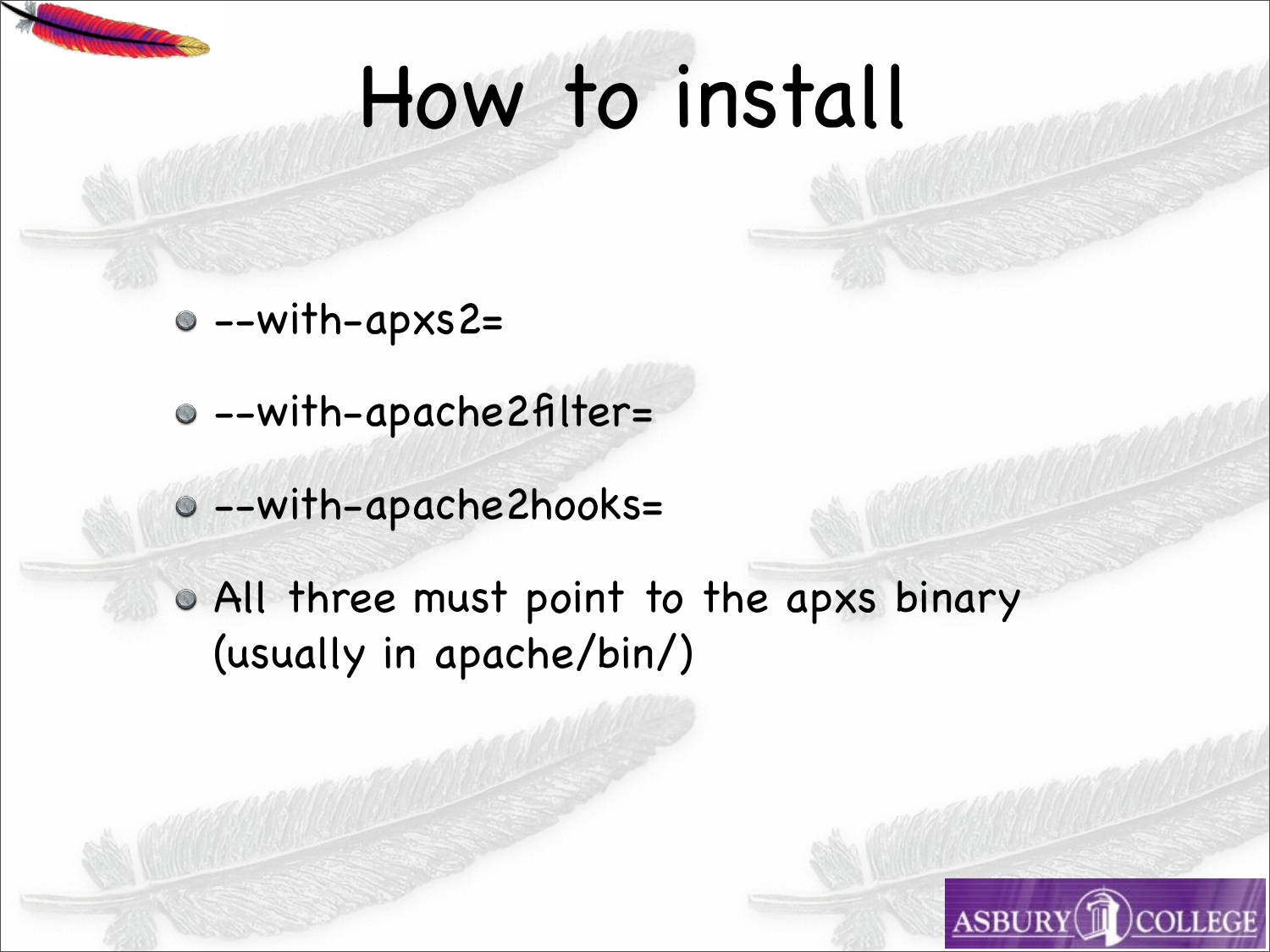# How to install

- --with-apxs2=
- --with-apache2filter=
- --with-apache2hooks=
- All three must point to the apxs binary (usually in apache/bin/)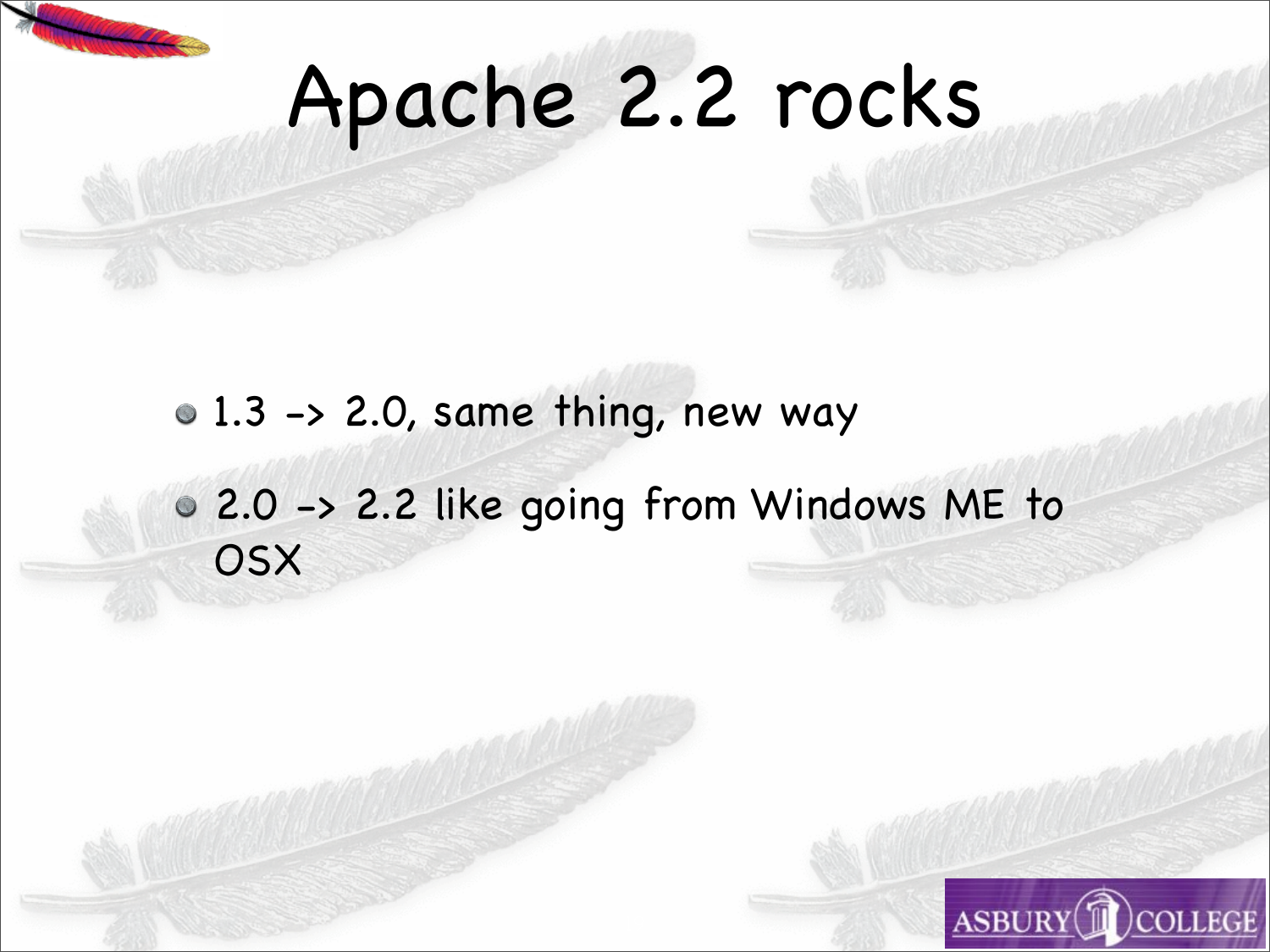# Apache 2.2 rocks

- 1.3 -> 2.0, same thing, new way
- 2.0 -> 2.2 like going from Windows ME to OSX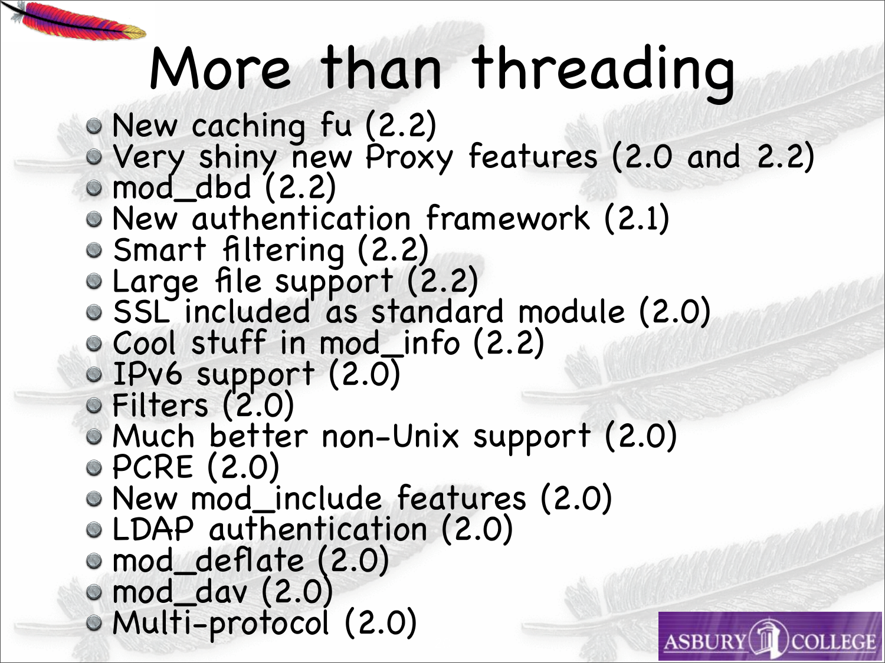# More than threading

- New caching fu (2.2)
- Very shiny new Proxy features (2.0 and 2.2)
- mod_dbd (2.2)
- New authentication framework (2.1)
- Smart filtering (2.2)
- Large file support (2.2)
- SSL included as standard module (2.0)
- Cool stuff in mod_info (2.2)
- IPv6 support (2.0)
- Filters (2.0)
- Much better non-Unix support (2.0)
- PCRE (2.0)
- New mod_include features (2.0)
- LDAP authentication (2.0)
- mod_deflate (2.0)
- mod_dav (2.0)
- Multi-protocol (2.0)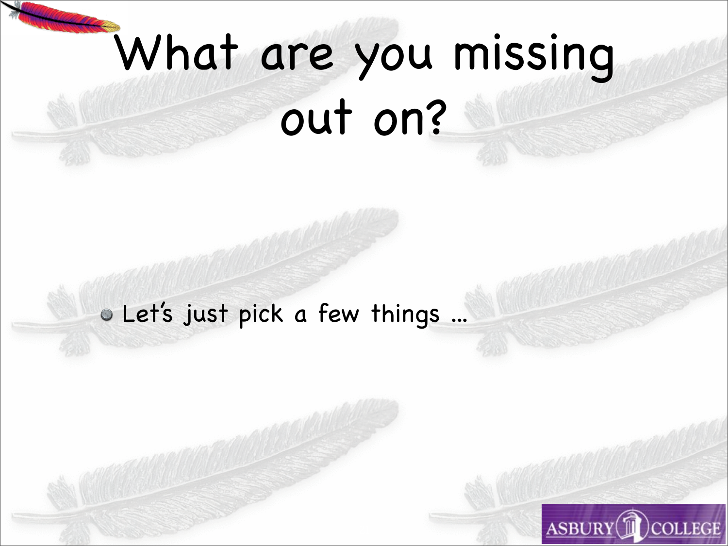# What are you missing out on?

- Let's just pick a few things ...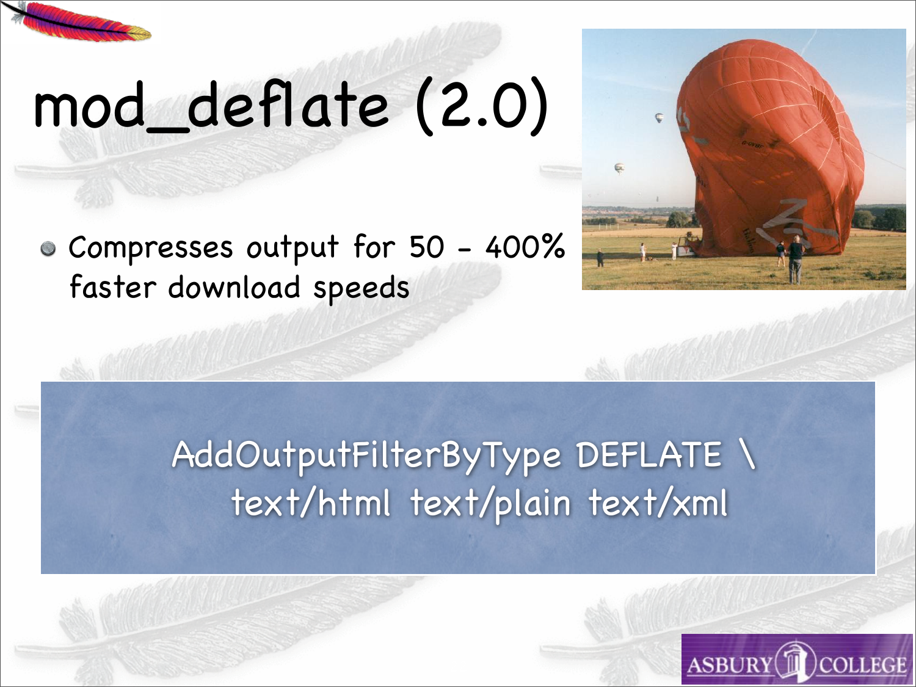# mod_deflate (2.0)

- Compresses output for 50 - 400% faster download speeds

```
AddOutputFilterByType DEFLATE \
  text/html text/plain text/xml
```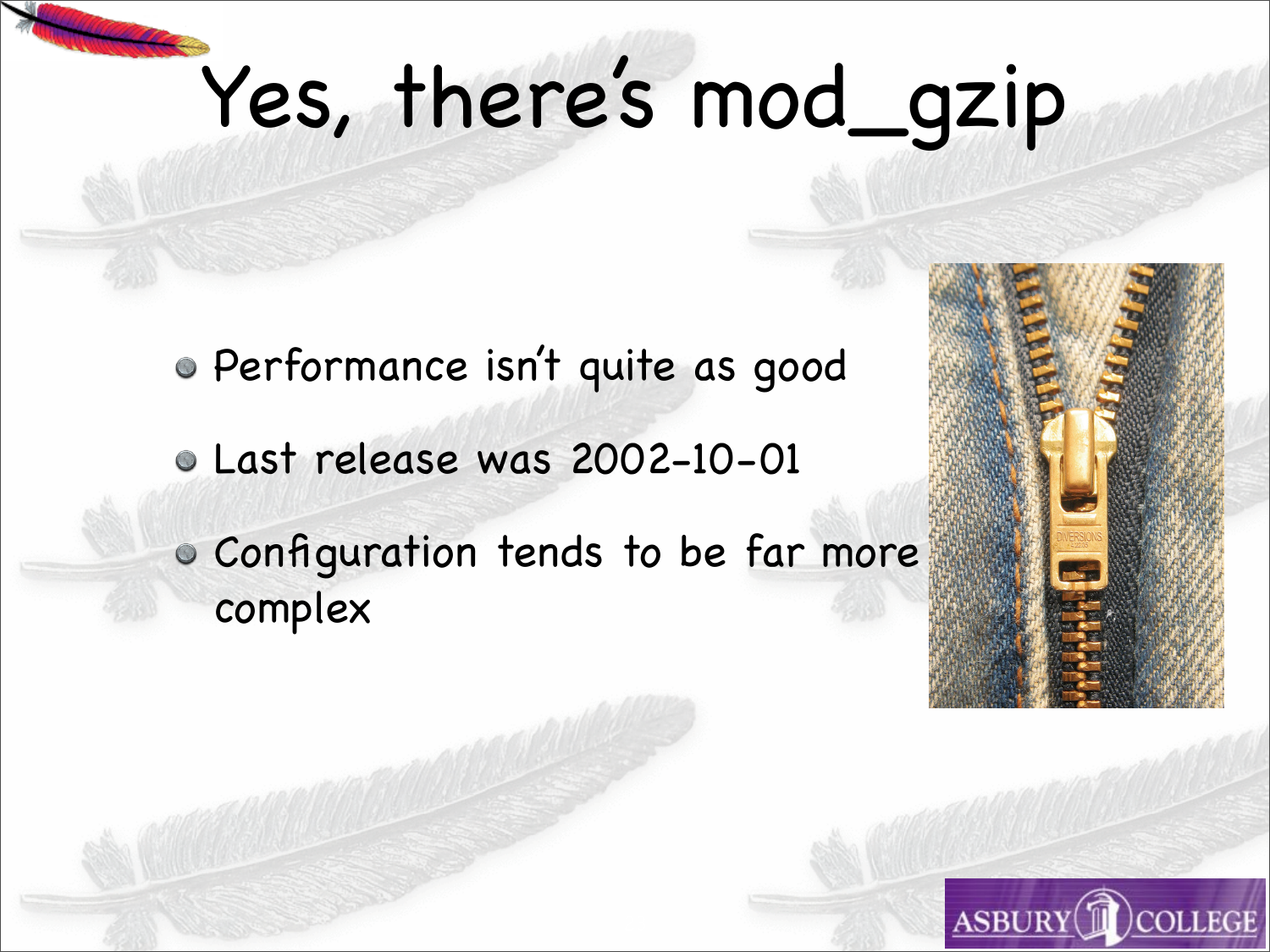# Yes, there's mod_gzip

- Performance isn't quite as good
- Last release was 2002-10-01
- Configuration tends to be far more complex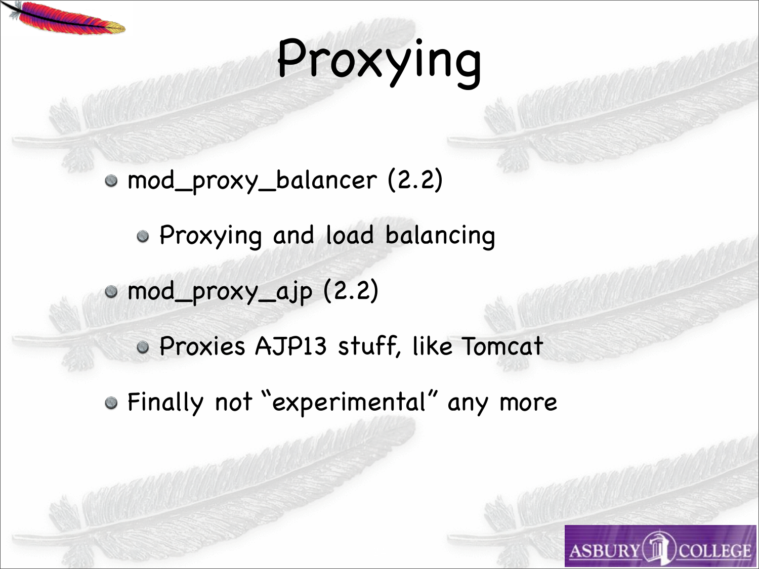# Proxying

- mod_proxy_balancer (2.2)
  - Proxying and load balancing
- mod_proxy_ajp (2.2)
  - Proxies AJP13 stuff, like Tomcat
- Finally not "experimental" any more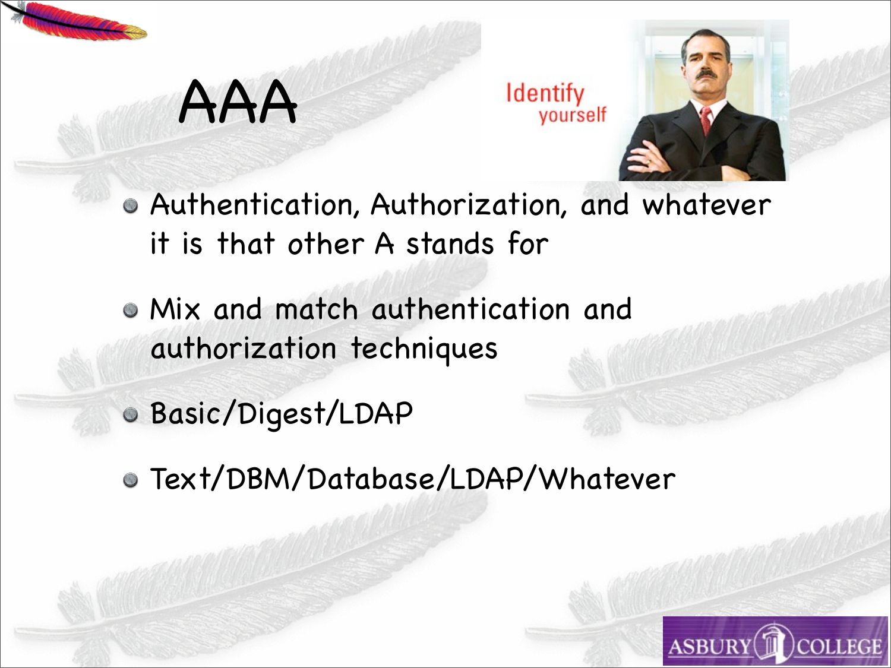# AAA

- Authentication, Authorization, and whatever it is that other A stands for
- Mix and match authentication and authorization techniques
- Basic/Digest/LDAP
- Text/DBM/Database/LDAP/Whatever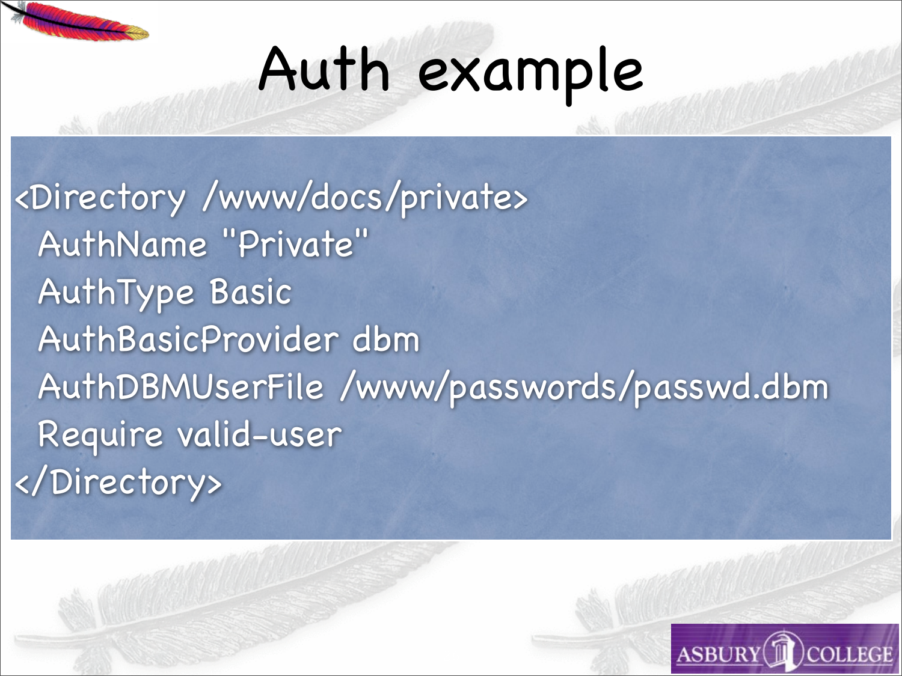# Auth example

```
<Directory /www/docs/private>
  AuthName "Private"
  AuthType Basic
  AuthBasicProvider dbm
  AuthDBMUserFile /www/passwords/passwd.dbm
  Require valid-user
</Directory>
```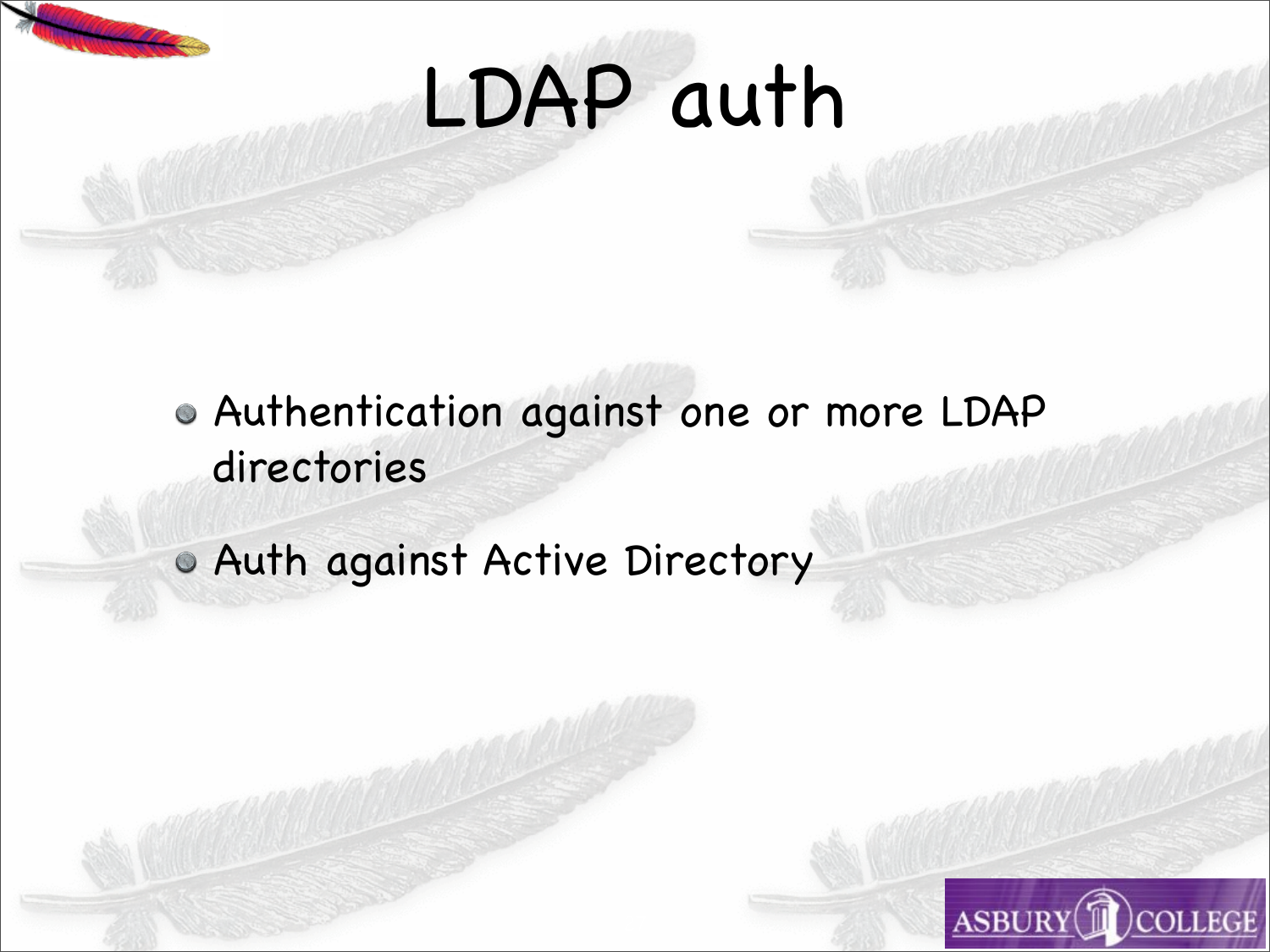# LDAP auth

- Authentication against one or more LDAP directories
- Auth against Active Directory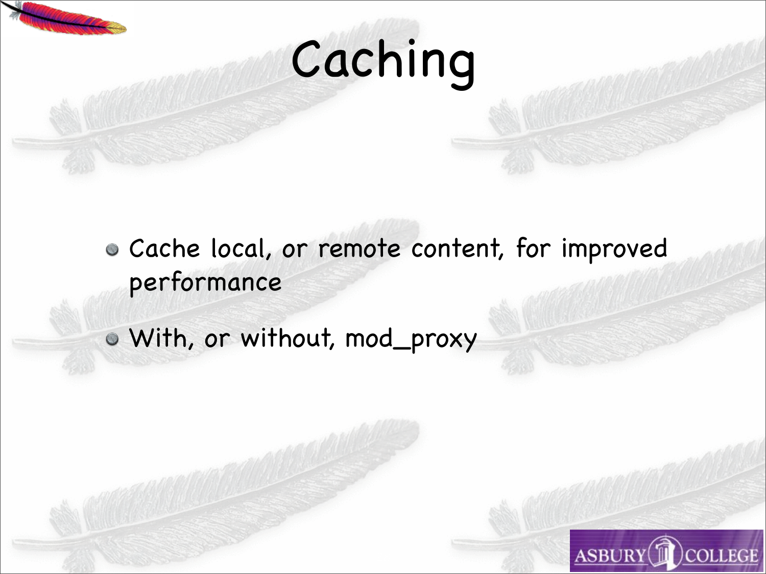# Caching

- Cache local, or remote content, for improved performance
- With, or without, mod_proxy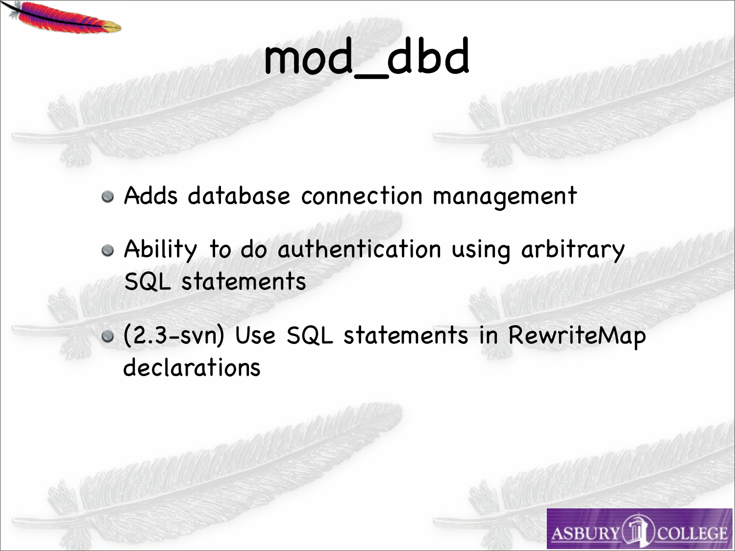# mod_dbd

- Adds database connection management
- Ability to do authentication using arbitrary SQL statements
- (2.3-svn) Use SQL statements in RewriteMap declarations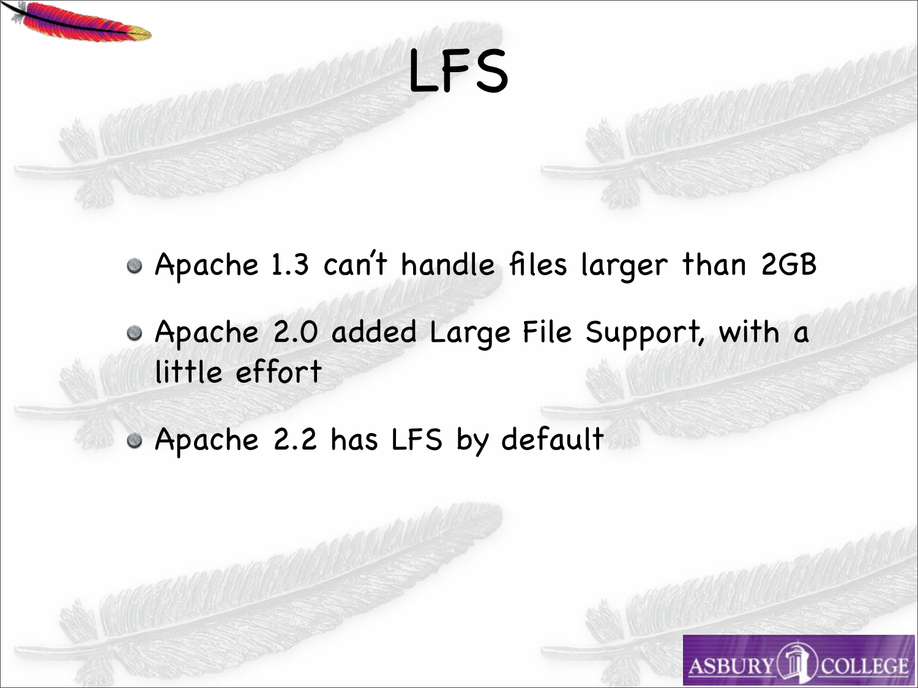# LFS

- Apache 1.3 can't handle files larger than 2GB
- Apache 2.0 added Large File Support, with a little effort
- Apache 2.2 has LFS by default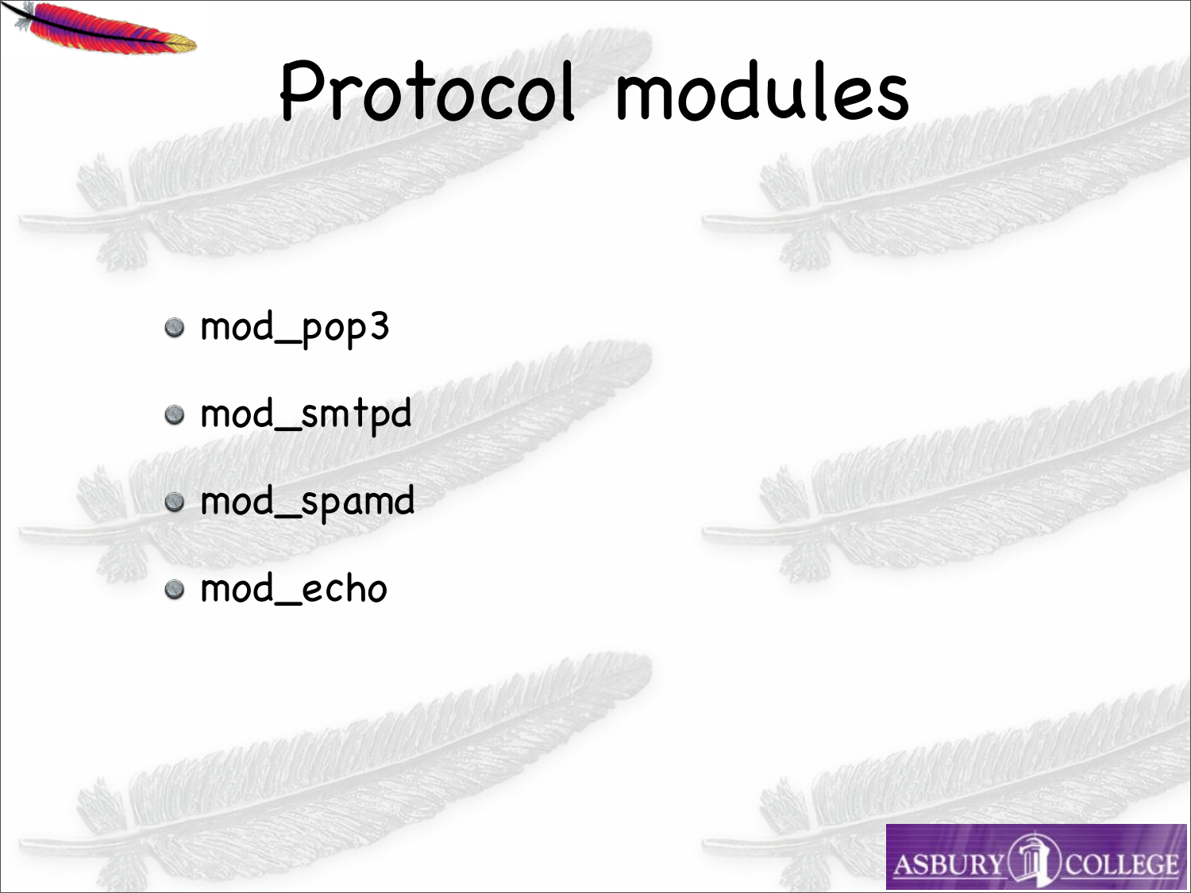# Protocol modules

- mod_pop3
- mod_smtpd
- mod_spamd
- mod_echo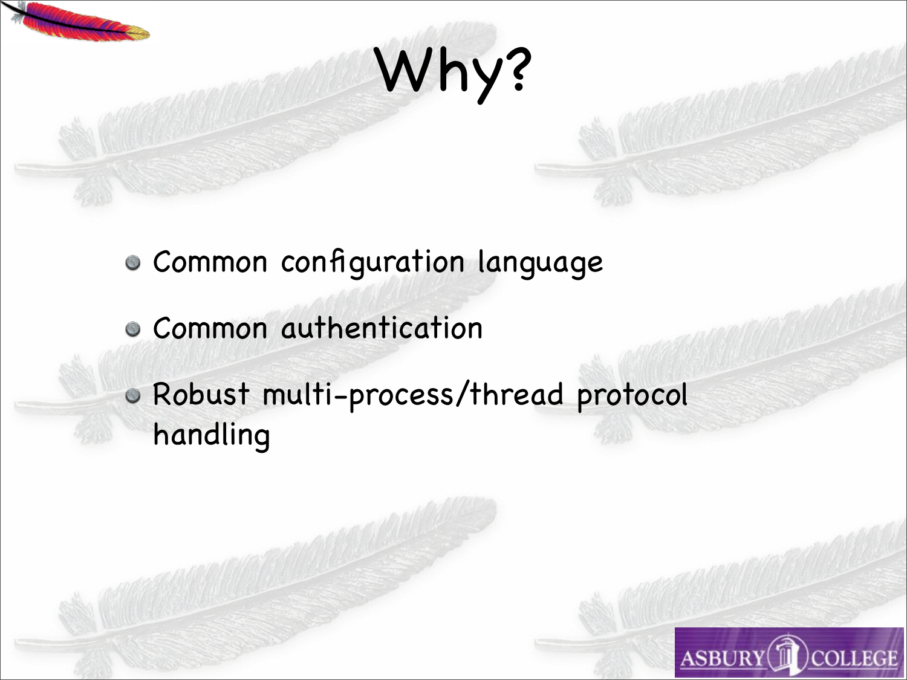# Why?

- Common configuration language
- Common authentication
- Robust multi-process/thread protocol handling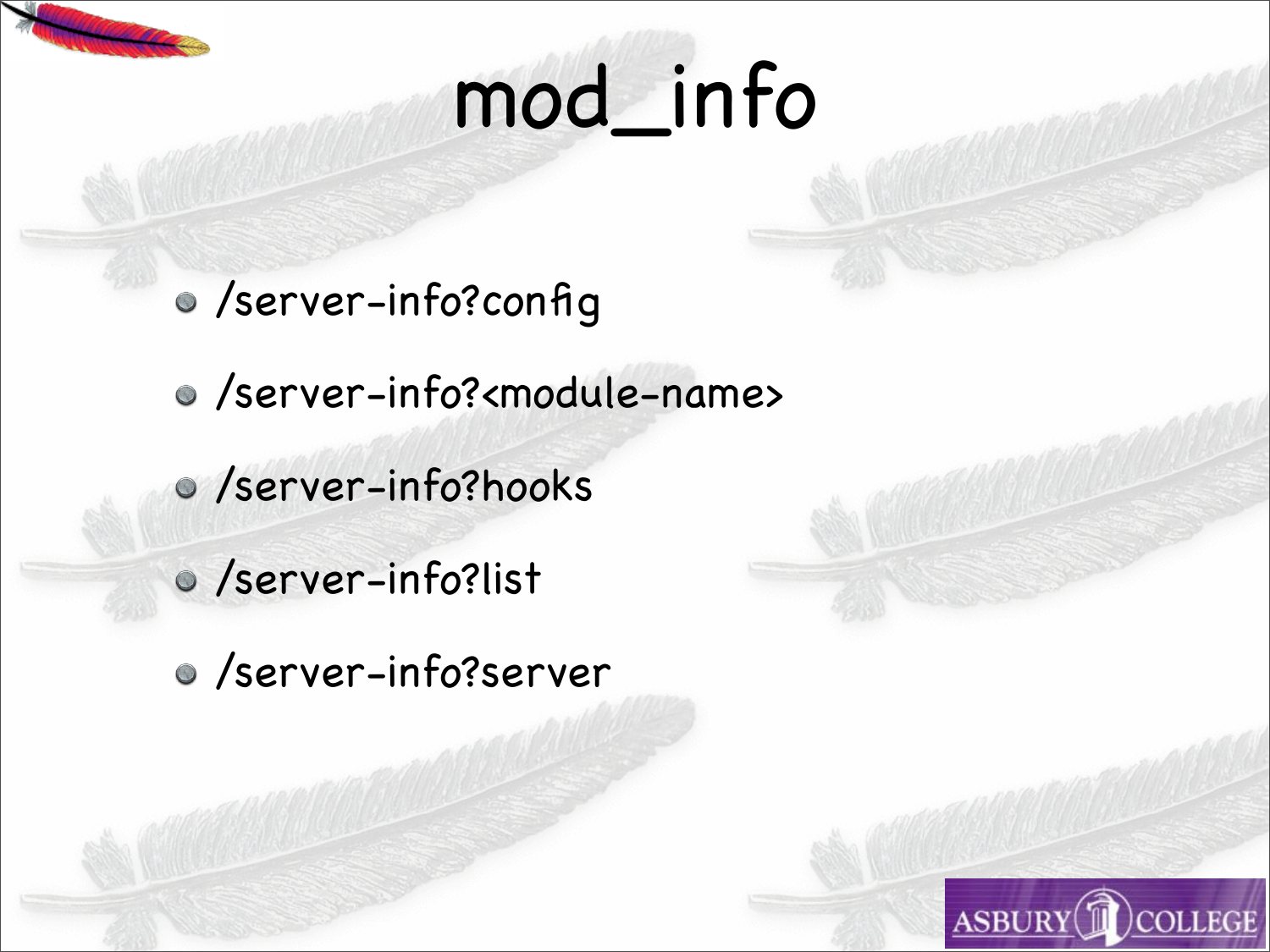# mod_info

- /server-info?config
- /server-info?<module-name>
- /server-info?hooks
- /server-info?list
- /server-info?server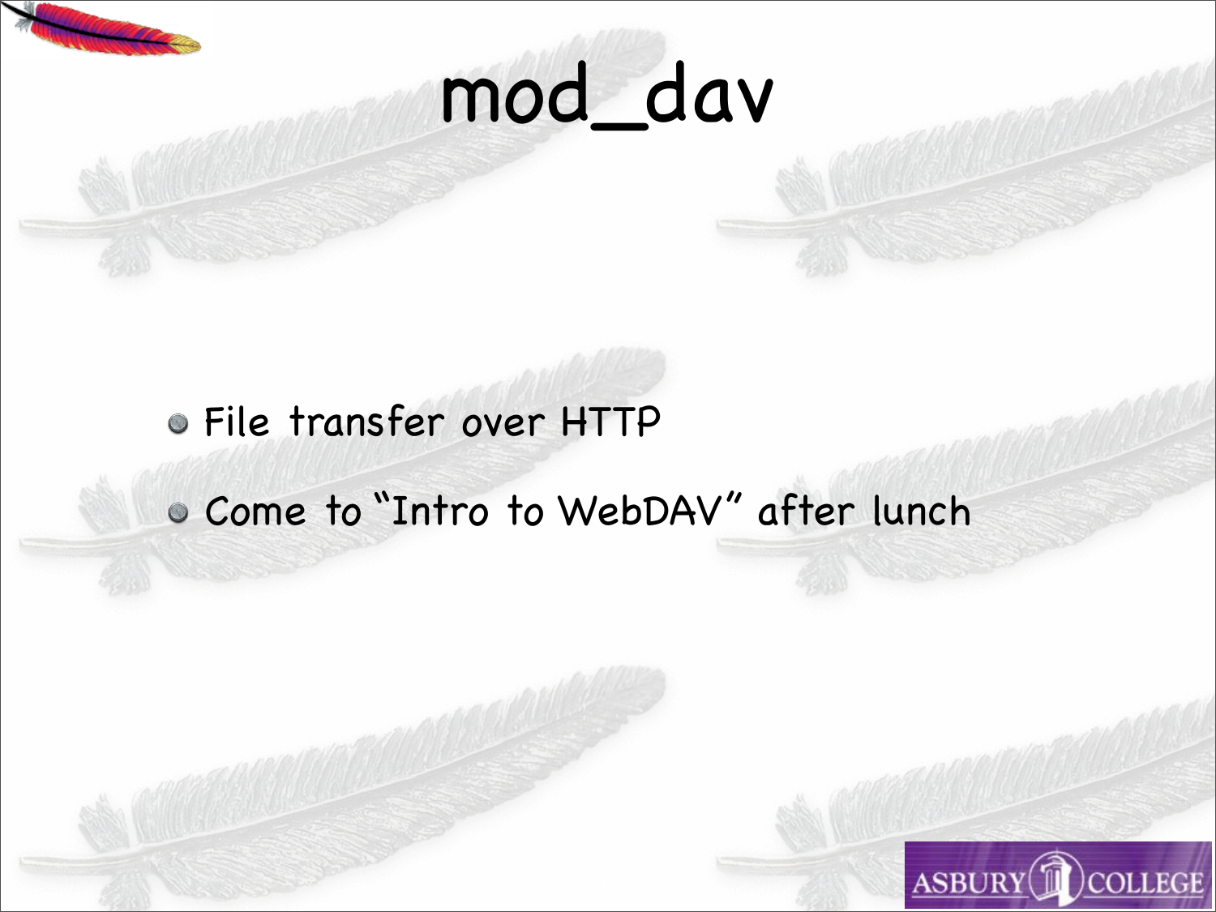# mod_dav

- File transfer over HTTP
- Come to "Intro to WebDAV" after lunch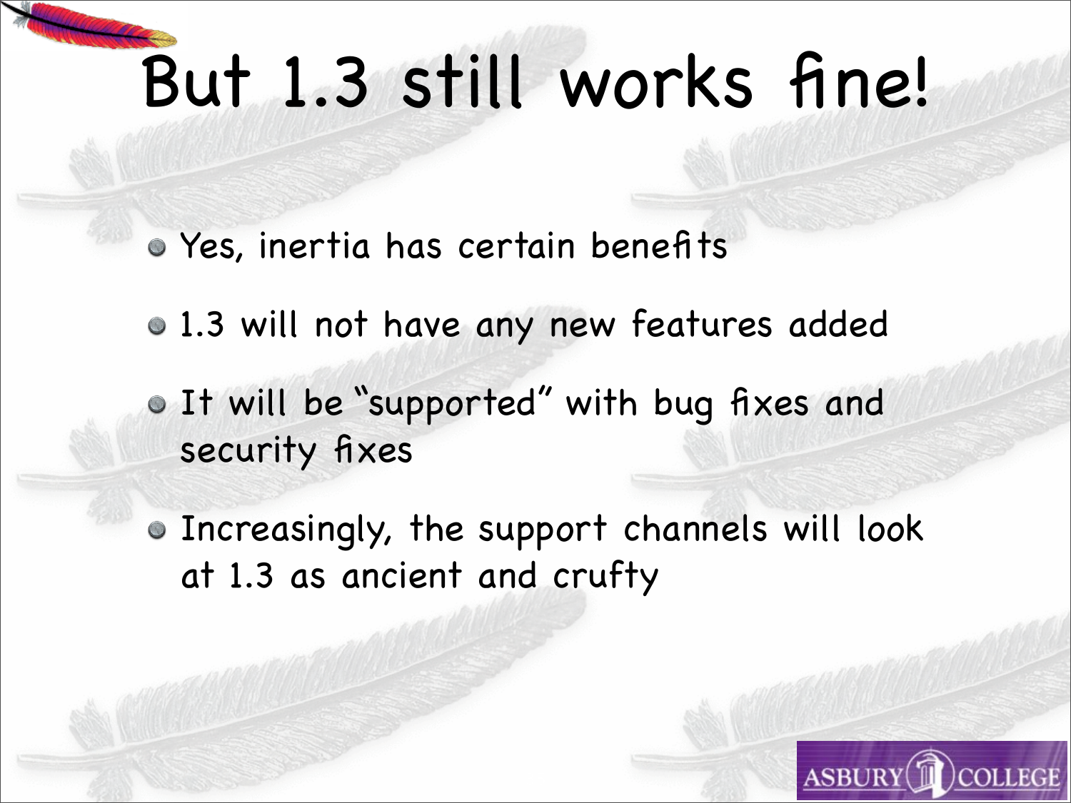# But 1.3 still works fine!

- Yes, inertia has certain benefits
- 1.3 will not have any new features added
- It will be "supported" with bug fixes and security fixes
- Increasingly, the support channels will look at 1.3 as ancient and crufty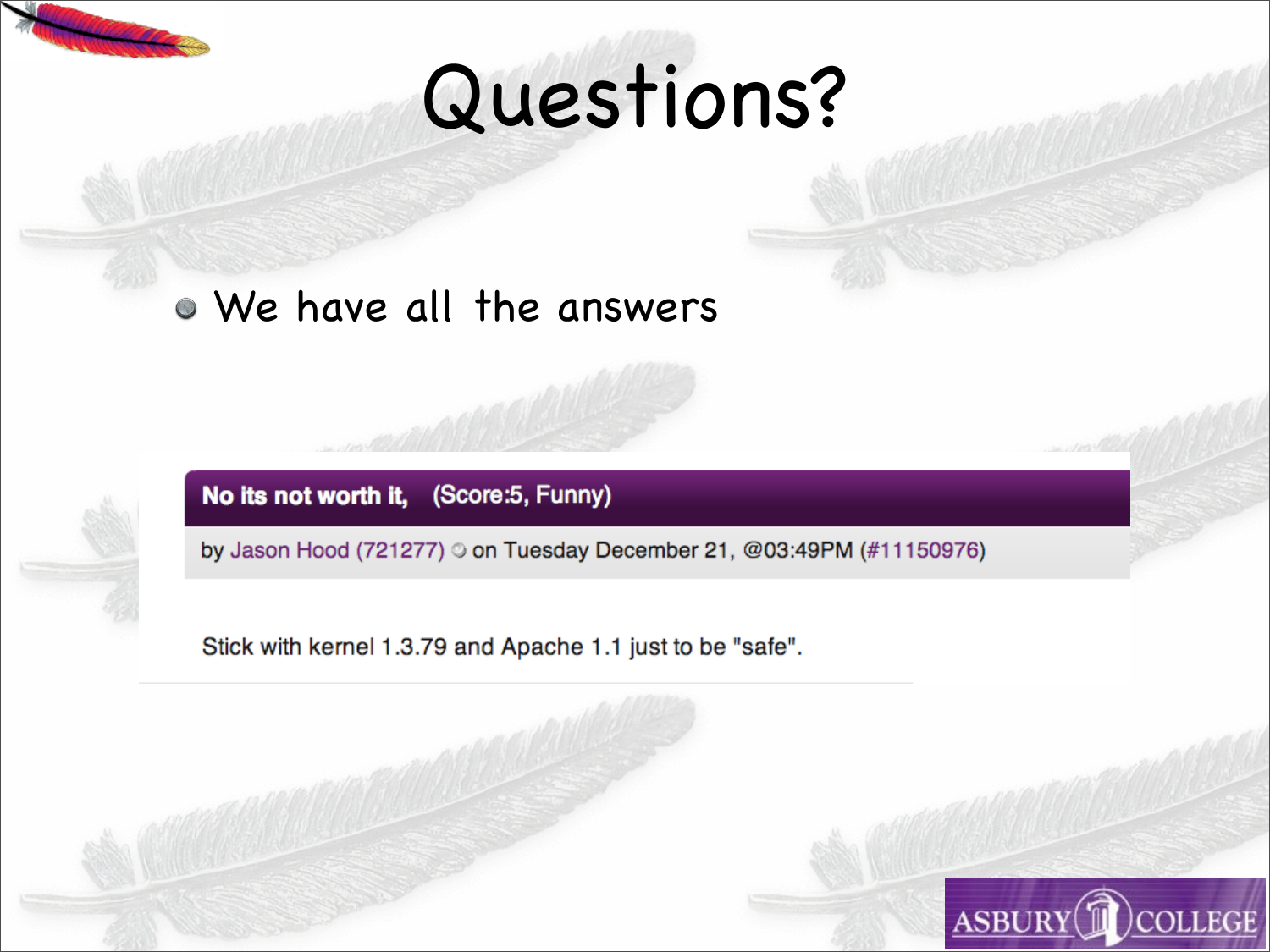# Questions?

- We have all the answers

**No its not worth it,** (Score:5, Funny)

by Jason Hood (721277) on Tuesday December 21, @03:49PM (#11150976)

Stick with kernel 1.3.79 and Apache 1.1 just to be "safe".

ASBURY COLLEGE